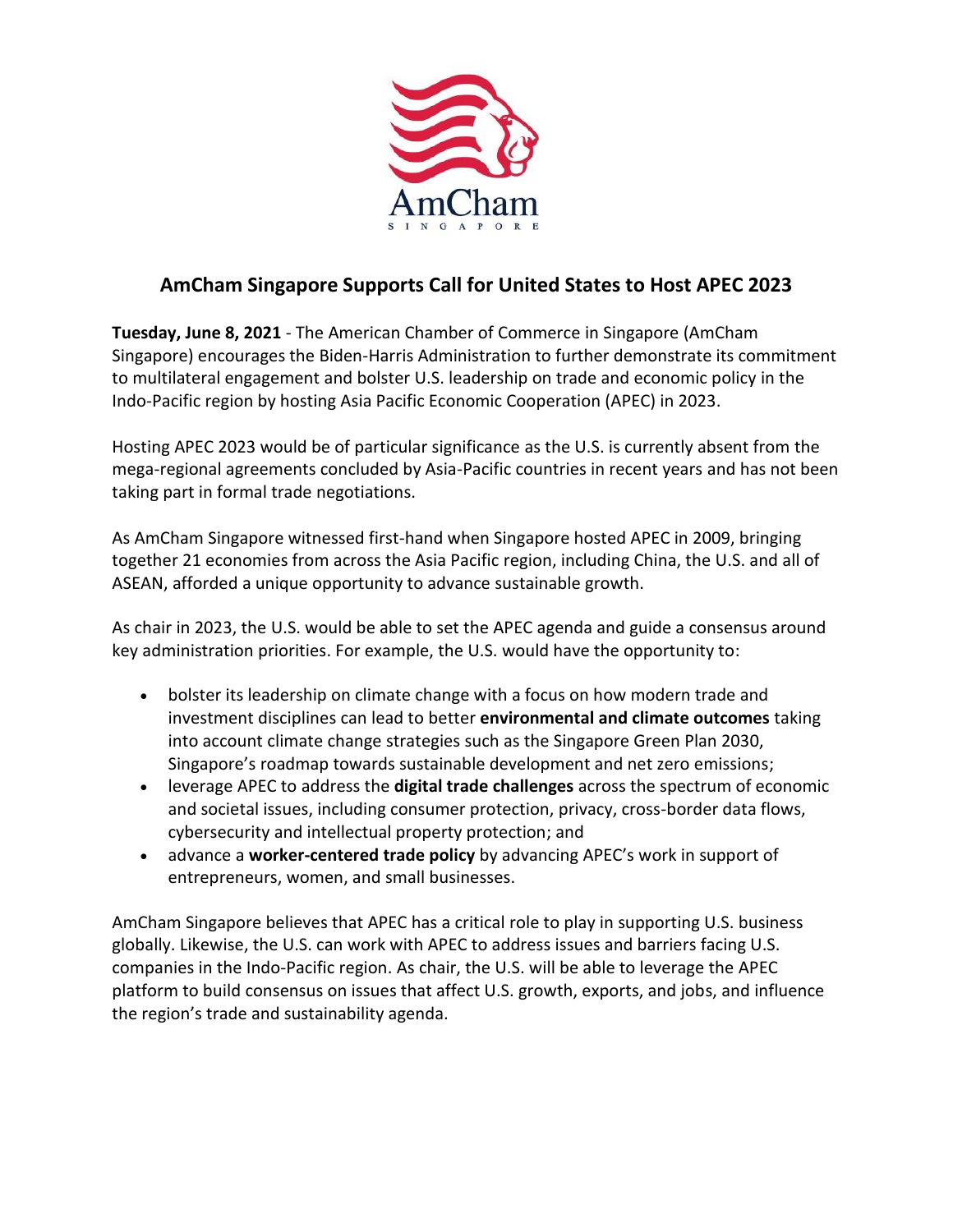# AmCham Singapore Supports Call for United States to Host APEC 2023

**Tuesday, June 8, 2021** - The American Chamber of Commerce in Singapore (AmCham Singapore) encourages the Biden-Harris Administration to further demonstrate its commitment to multilateral engagement and bolster U.S. leadership on trade and economic policy in the Indo-Pacific region by hosting Asia Pacific Economic Cooperation (APEC) in 2023.

Hosting APEC 2023 would be of particular significance as the U.S. is currently absent from the mega-regional agreements concluded by Asia-Pacific countries in recent years and has not been taking part in formal trade negotiations.

As AmCham Singapore witnessed first-hand when Singapore hosted APEC in 2009, bringing together 21 economies from across the Asia Pacific region, including China, the U.S. and all of ASEAN, afforded a unique opportunity to advance sustainable growth.

As chair in 2023, the U.S. would be able to set the APEC agenda and guide a consensus around key administration priorities. For example, the U.S. would have the opportunity to:

- bolster its leadership on climate change with a focus on how modern trade and investment disciplines can lead to better **environmental and climate outcomes** taking into account climate change strategies such as the Singapore Green Plan 2030, Singapore's roadmap towards sustainable development and net zero emissions;
- leverage APEC to address the **digital trade challenges** across the spectrum of economic and societal issues, including consumer protection, privacy, cross-border data flows, cybersecurity and intellectual property protection; and
- advance a **worker-centered trade policy** by advancing APEC's work in support of entrepreneurs, women, and small businesses.

AmCham Singapore believes that APEC has a critical role to play in supporting U.S. business globally. Likewise, the U.S. can work with APEC to address issues and barriers facing U.S. companies in the Indo-Pacific region. As chair, the U.S. will be able to leverage the APEC platform to build consensus on issues that affect U.S. growth, exports, and jobs, and influence the region's trade and sustainability agenda.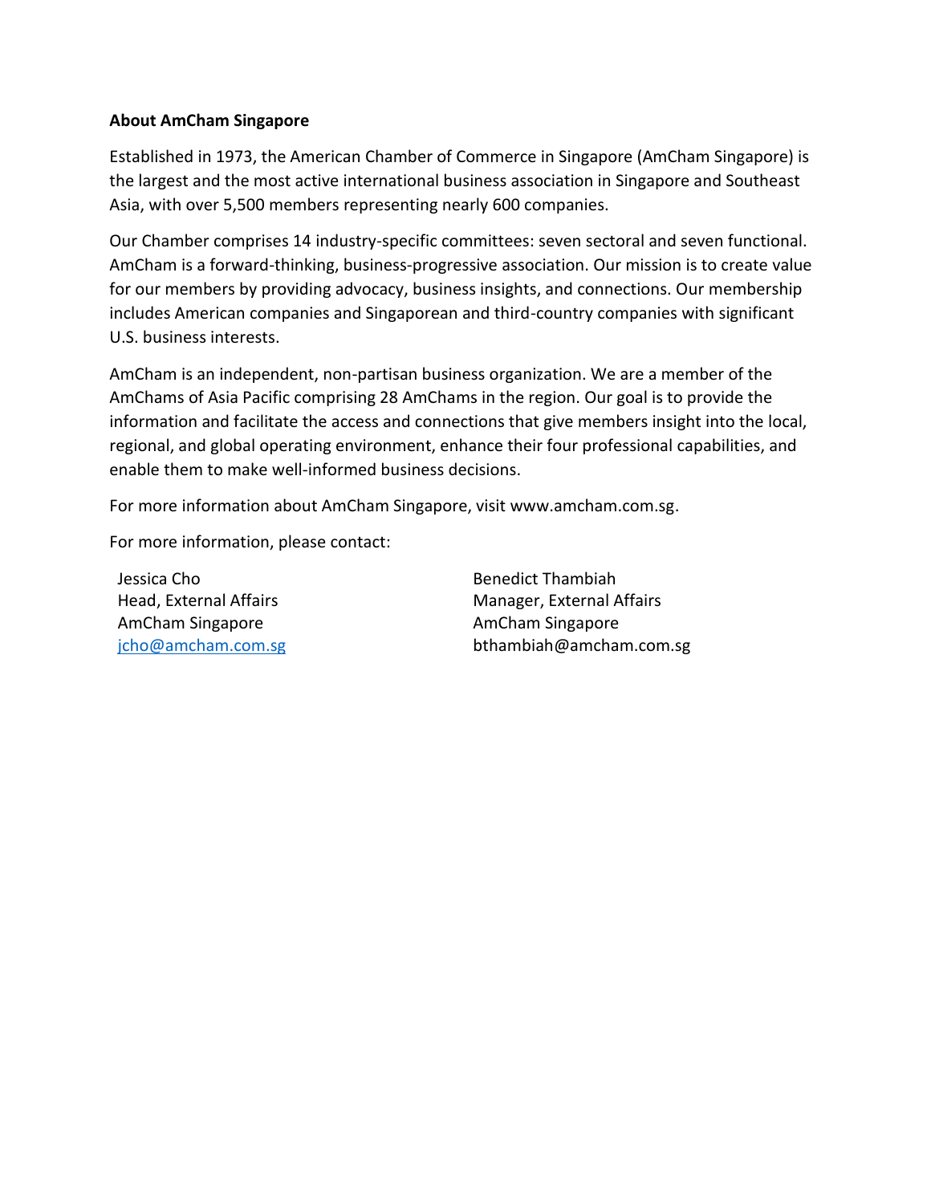**About AmCham Singapore**

Established in 1973, the American Chamber of Commerce in Singapore (AmCham Singapore) is the largest and the most active international business association in Singapore and Southeast Asia, with over 5,500 members representing nearly 600 companies.

Our Chamber comprises 14 industry-specific committees: seven sectoral and seven functional. AmCham is a forward-thinking, business-progressive association. Our mission is to create value for our members by providing advocacy, business insights, and connections. Our membership includes American companies and Singaporean and third-country companies with significant U.S. business interests.

AmCham is an independent, non-partisan business organization. We are a member of the AmChams of Asia Pacific comprising 28 AmChams in the region. Our goal is to provide the information and facilitate the access and connections that give members insight into the local, regional, and global operating environment, enhance their four professional capabilities, and enable them to make well-informed business decisions.

For more information about AmCham Singapore, visit www.amcham.com.sg.

For more information, please contact:

Jessica Cho
Head, External Affairs
AmCham Singapore
jcho@amcham.com.sg

Benedict Thambiah
Manager, External Affairs
AmCham Singapore
bthambiah@amcham.com.sg